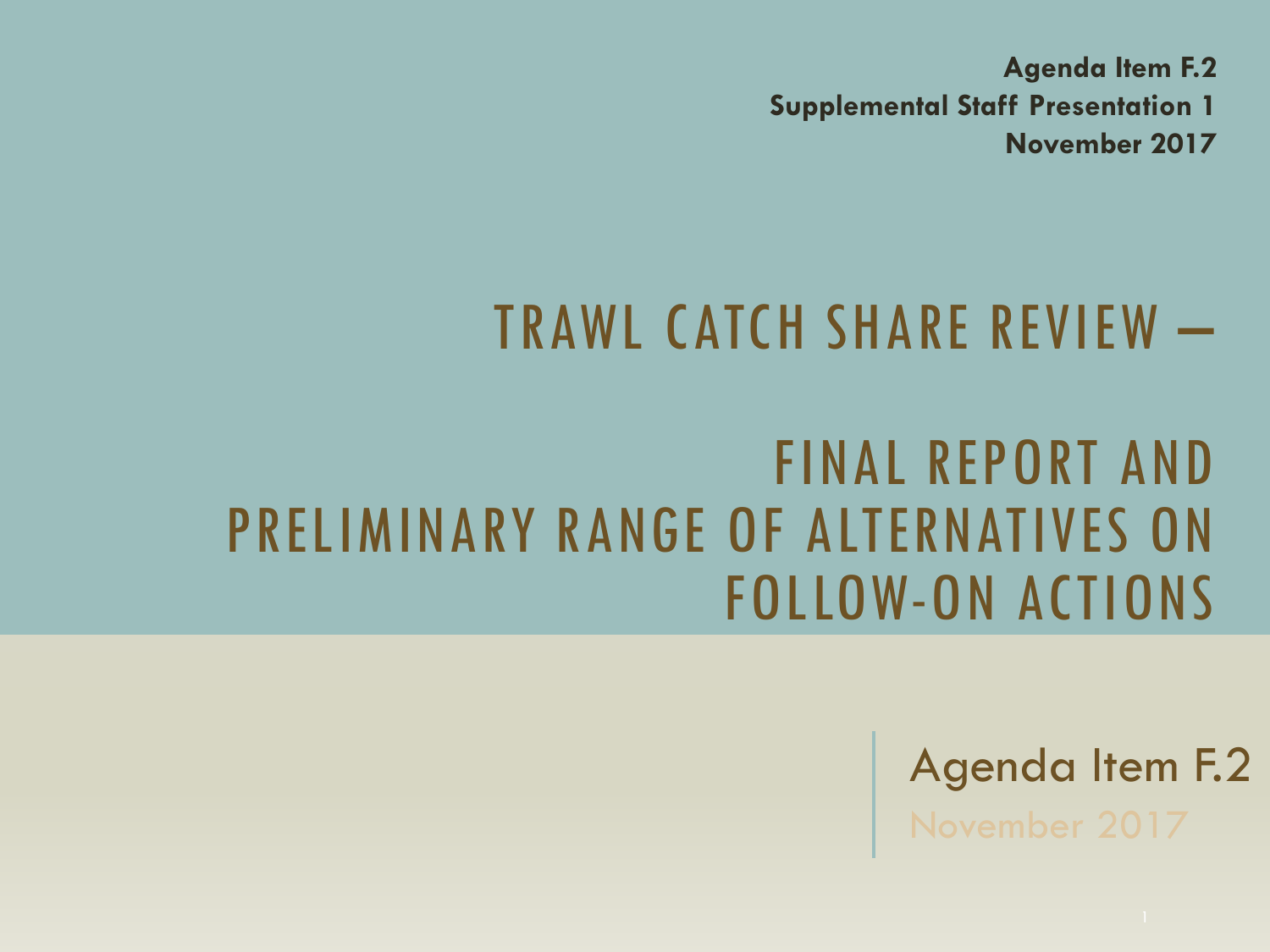**Agenda Item F.2**
**Supplemental Staff Presentation 1**
**November 2017**

# TRAWL CATCH SHARE REVIEW –

# FINAL REPORT AND PRELIMINARY RANGE OF ALTERNATIVES ON FOLLOW-ON ACTIONS

Agenda Item F.2
November 2017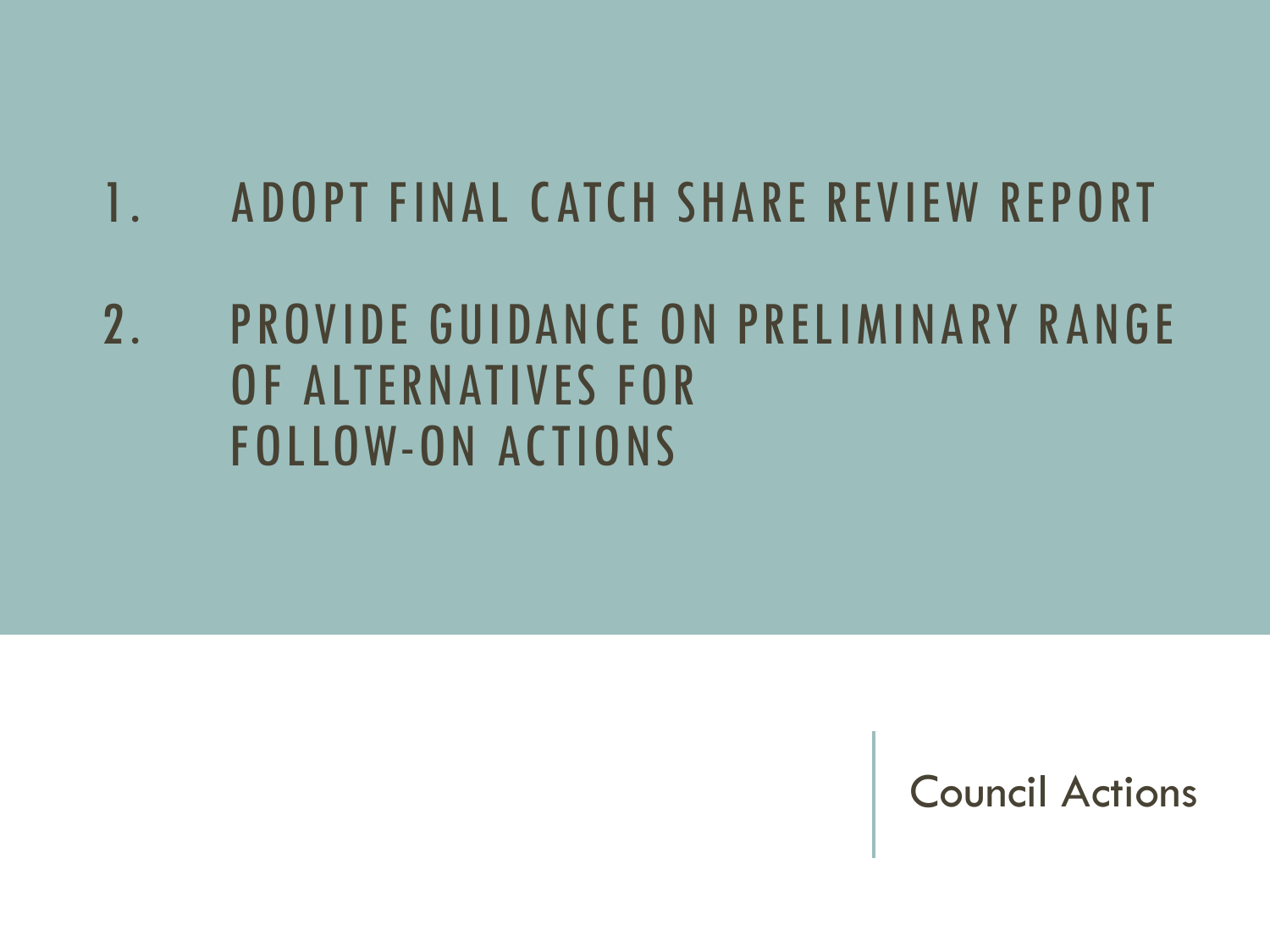1. ADOPT FINAL CATCH SHARE REVIEW REPORT
2. PROVIDE GUIDANCE ON PRELIMINARY RANGE OF ALTERNATIVES FOR FOLLOW-ON ACTIONS

## Council Actions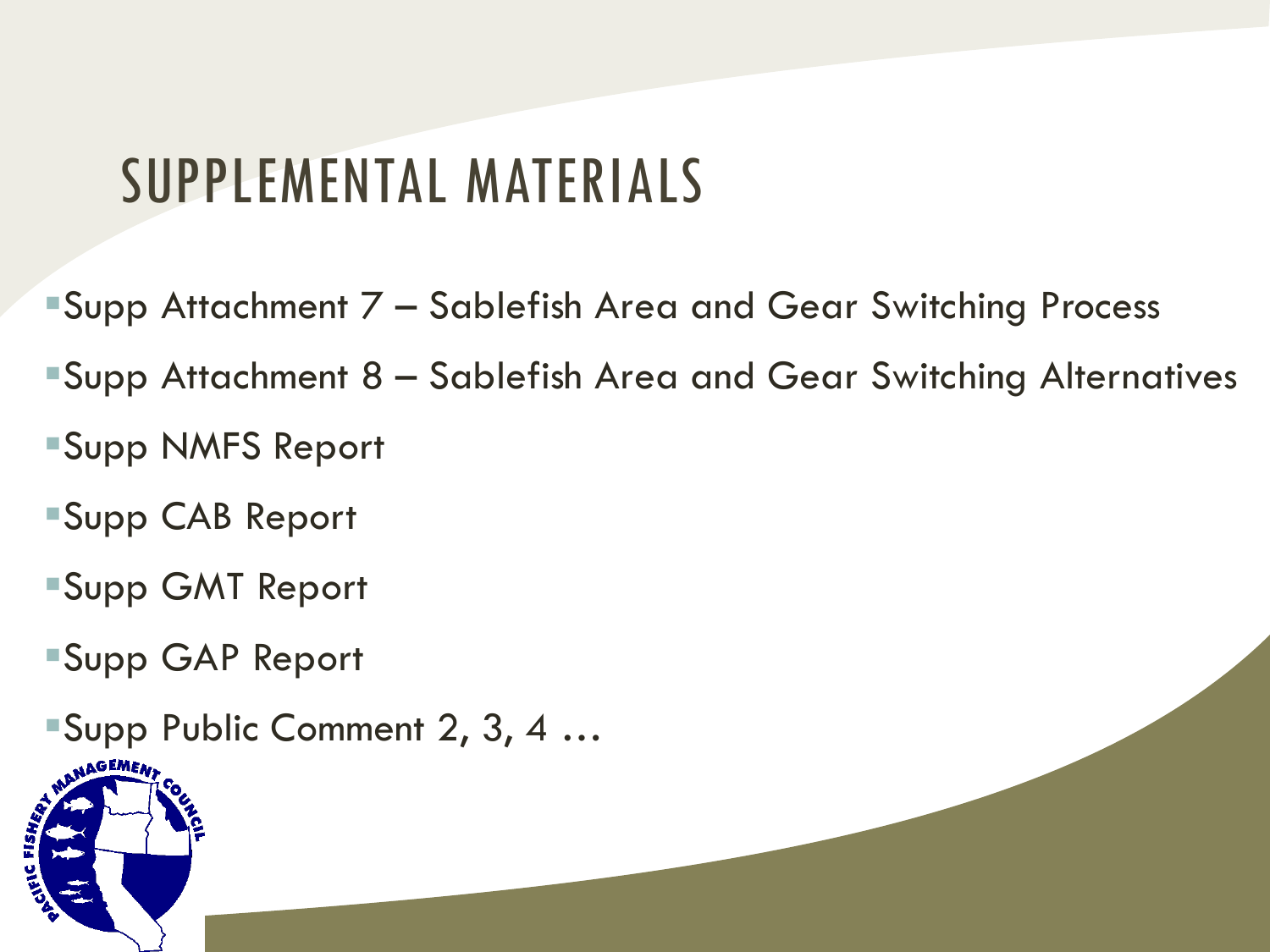# SUPPLEMENTAL MATERIALS

- Supp Attachment 7 – Sablefish Area and Gear Switching Process
- Supp Attachment 8 – Sablefish Area and Gear Switching Alternatives
- Supp NMFS Report
- Supp CAB Report
- Supp GMT Report
- Supp GAP Report
- Supp Public Comment 2, 3, 4 …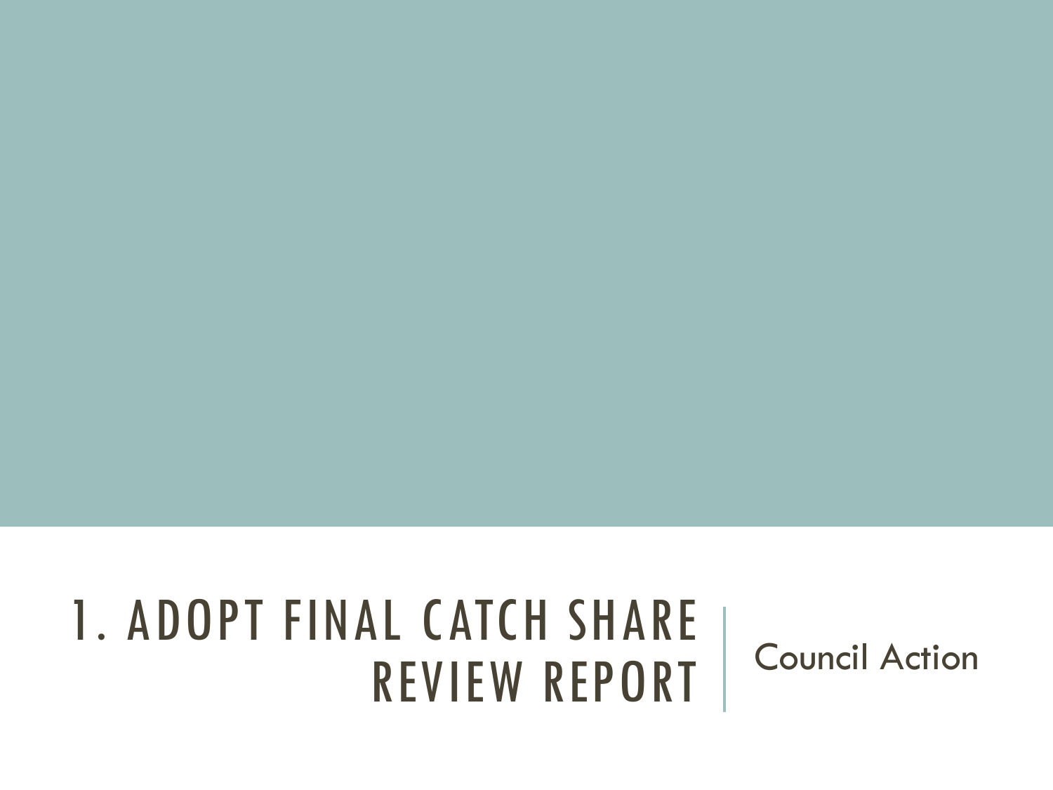# 1. ADOPT FINAL CATCH SHARE REVIEW REPORT

Council Action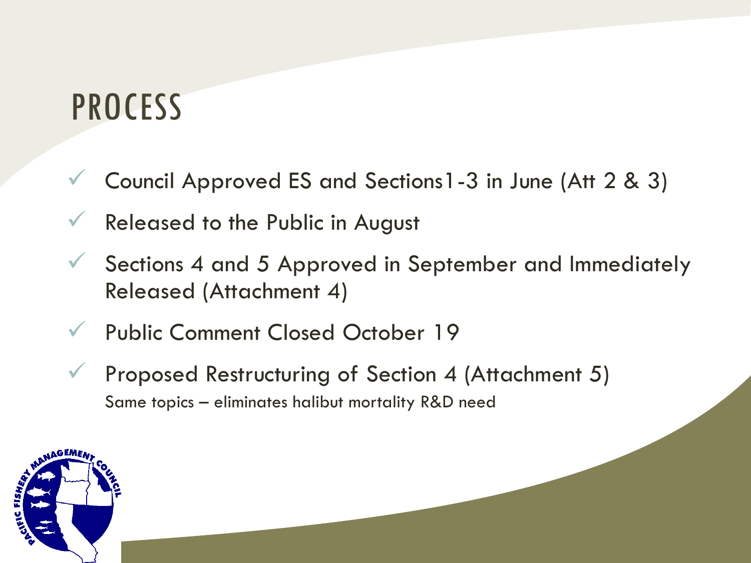# PROCESS

- ✓ Council Approved ES and Sections1-3 in June (Att 2 & 3)
- ✓ Released to the Public in August
- ✓ Sections 4 and 5 Approved in September and Immediately Released (Attachment 4)
- ✓ Public Comment Closed October 19
- ✓ Proposed Restructuring of Section 4 (Attachment 5)
  Same topics – eliminates halibut mortality R&D need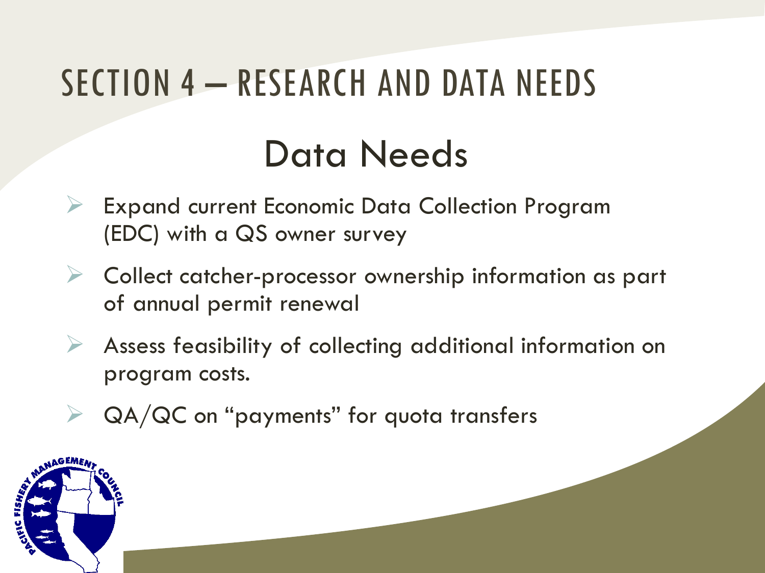# SECTION 4 – RESEARCH AND DATA NEEDS

## Data Needs

- Expand current Economic Data Collection Program (EDC) with a QS owner survey
- Collect catcher-processor ownership information as part of annual permit renewal
- Assess feasibility of collecting additional information on program costs.
- QA/QC on "payments" for quota transfers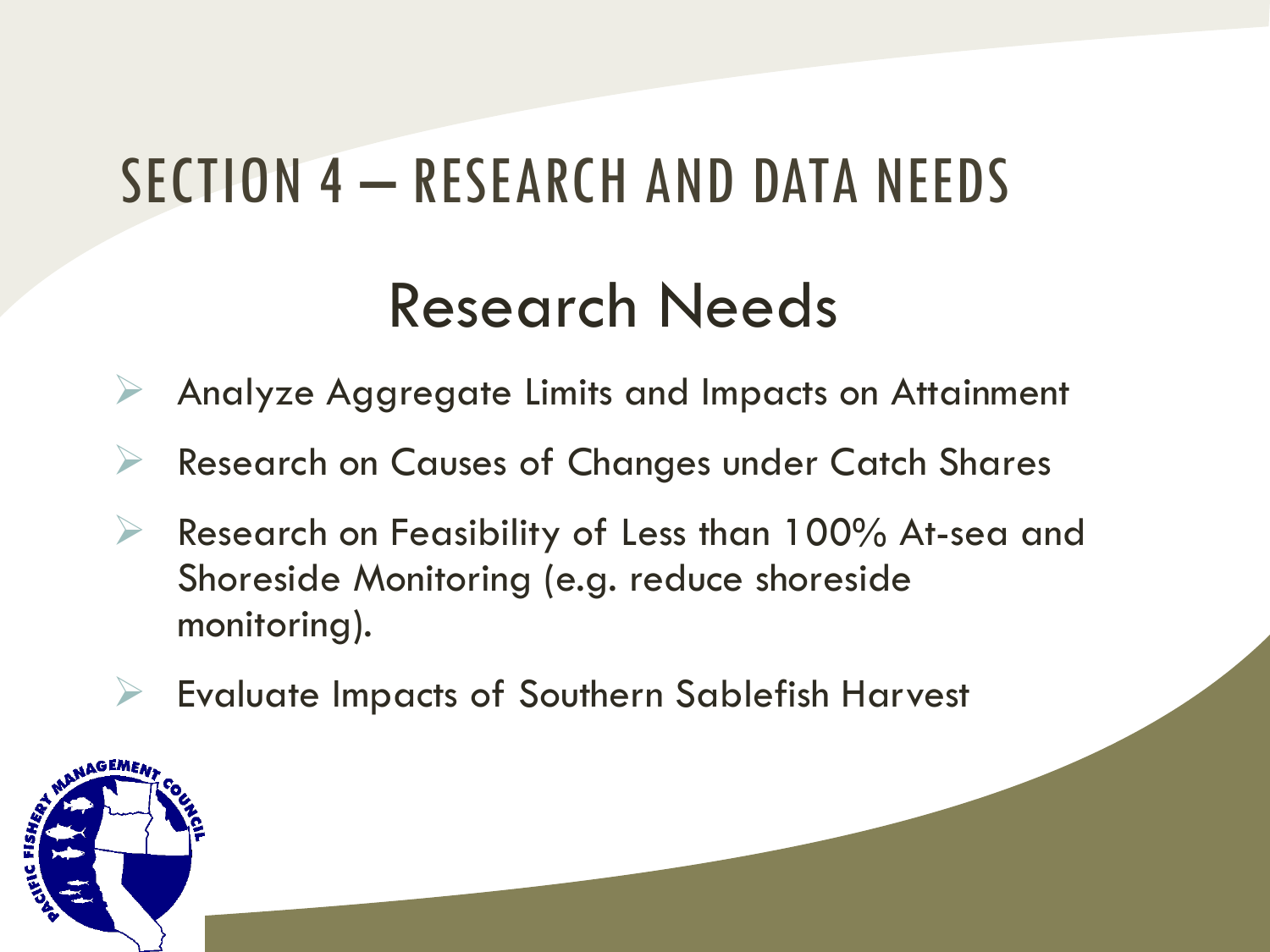# SECTION 4 – RESEARCH AND DATA NEEDS

## Research Needs

- Analyze Aggregate Limits and Impacts on Attainment
- Research on Causes of Changes under Catch Shares
- Research on Feasibility of Less than 100% At-sea and Shoreside Monitoring (e.g. reduce shoreside monitoring).
- Evaluate Impacts of Southern Sablefish Harvest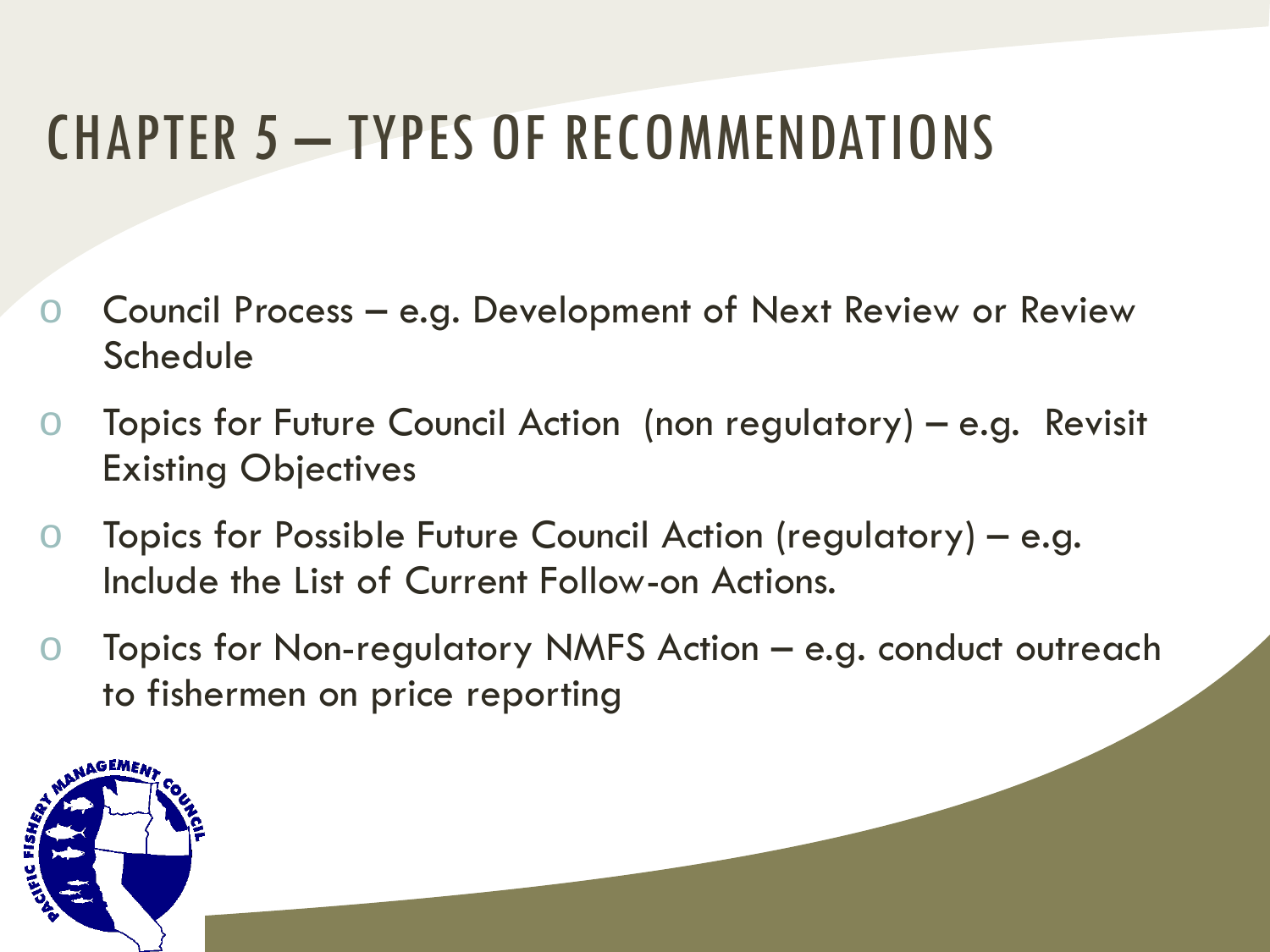# CHAPTER 5 – TYPES OF RECOMMENDATIONS

- Council Process – e.g. Development of Next Review or Review Schedule
- Topics for Future Council Action (non regulatory) – e.g. Revisit Existing Objectives
- Topics for Possible Future Council Action (regulatory) – e.g. Include the List of Current Follow-on Actions.
- Topics for Non-regulatory NMFS Action – e.g. conduct outreach to fishermen on price reporting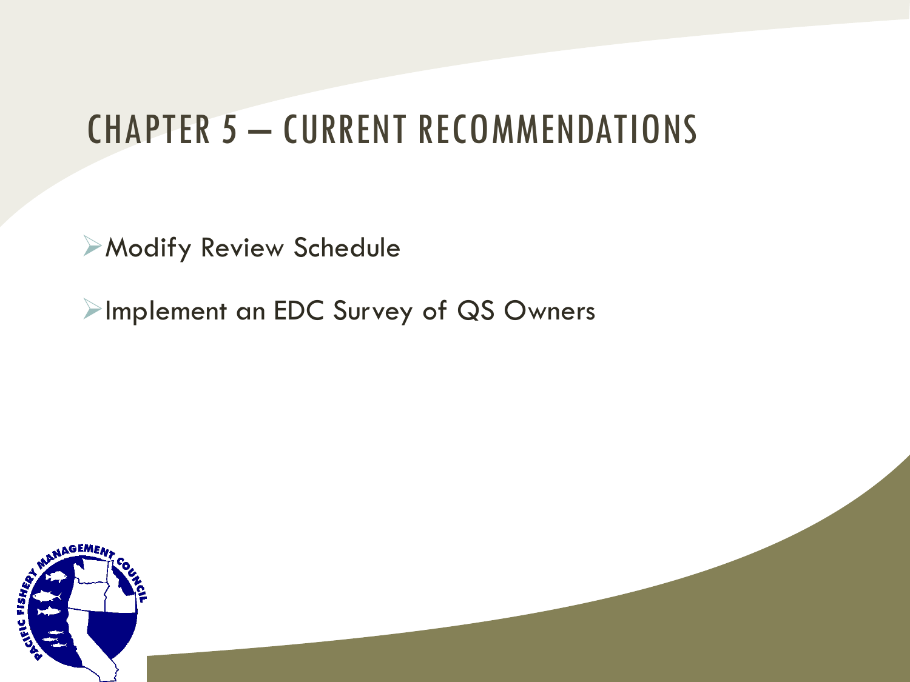# CHAPTER 5 – CURRENT RECOMMENDATIONS

- Modify Review Schedule
- Implement an EDC Survey of QS Owners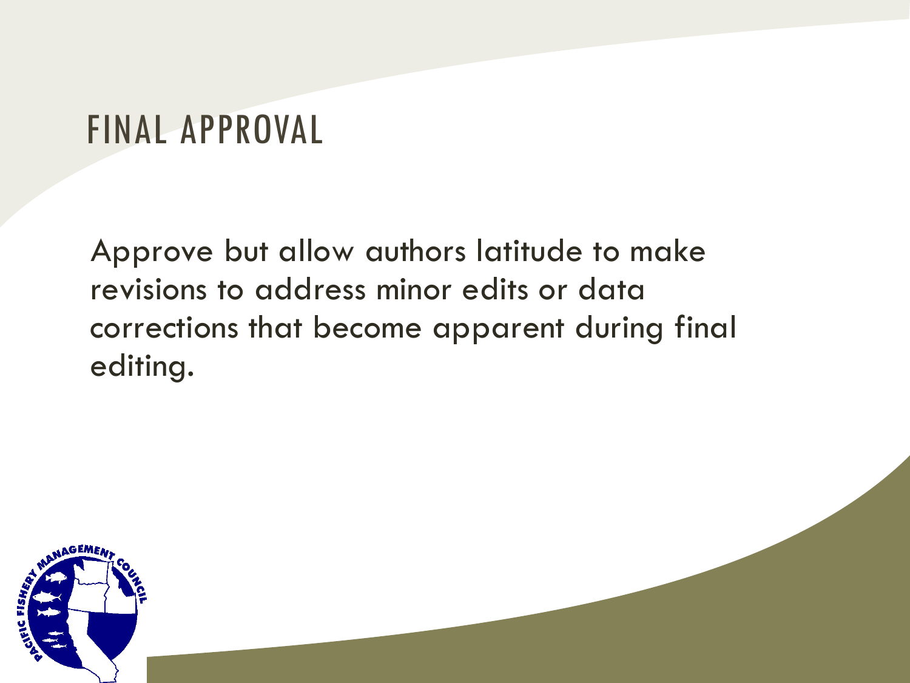# FINAL APPROVAL

Approve but allow authors latitude to make revisions to address minor edits or data corrections that become apparent during final editing.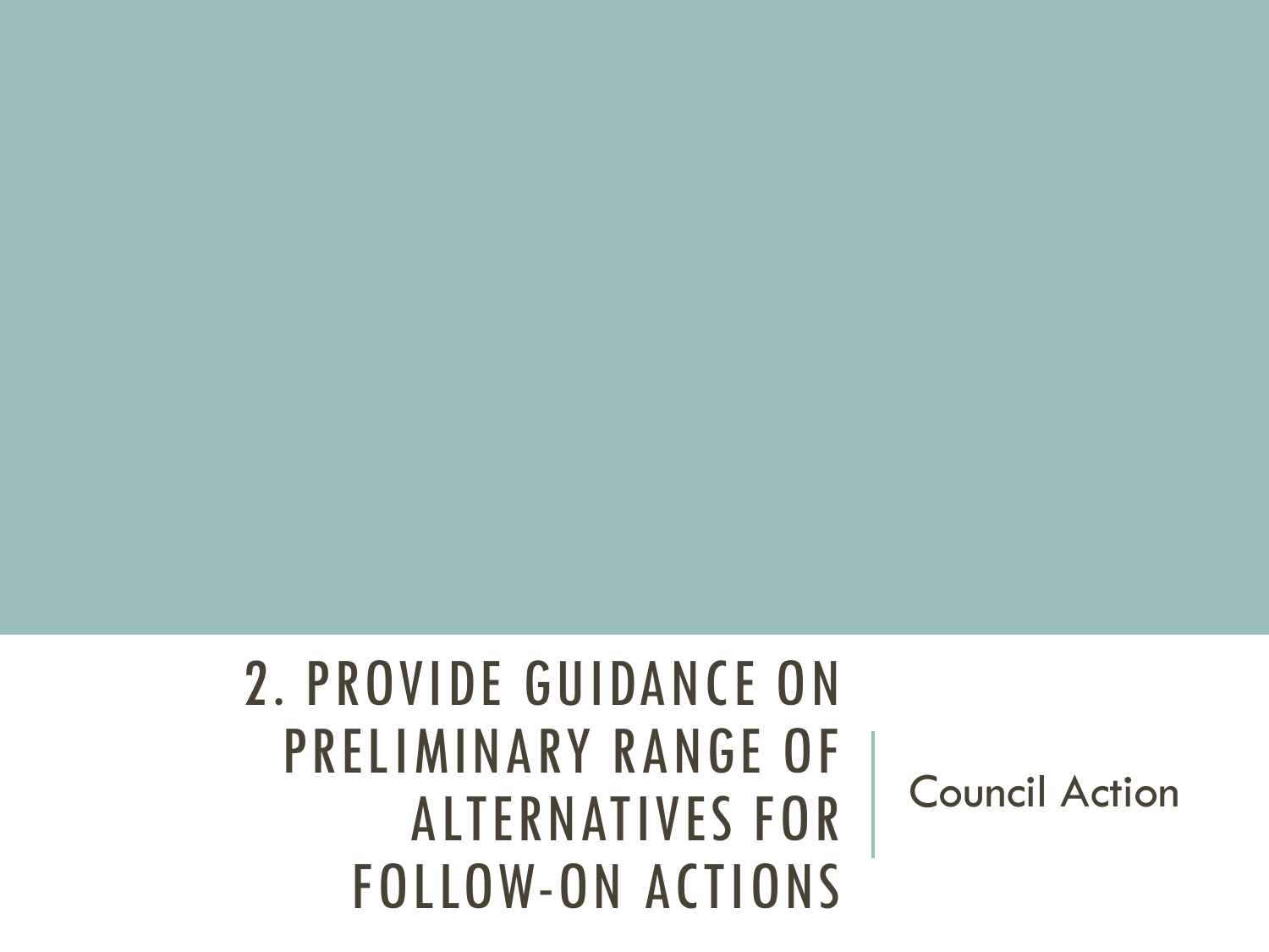# 2. PROVIDE GUIDANCE ON PRELIMINARY RANGE OF ALTERNATIVES FOR FOLLOW-ON ACTIONS

Council Action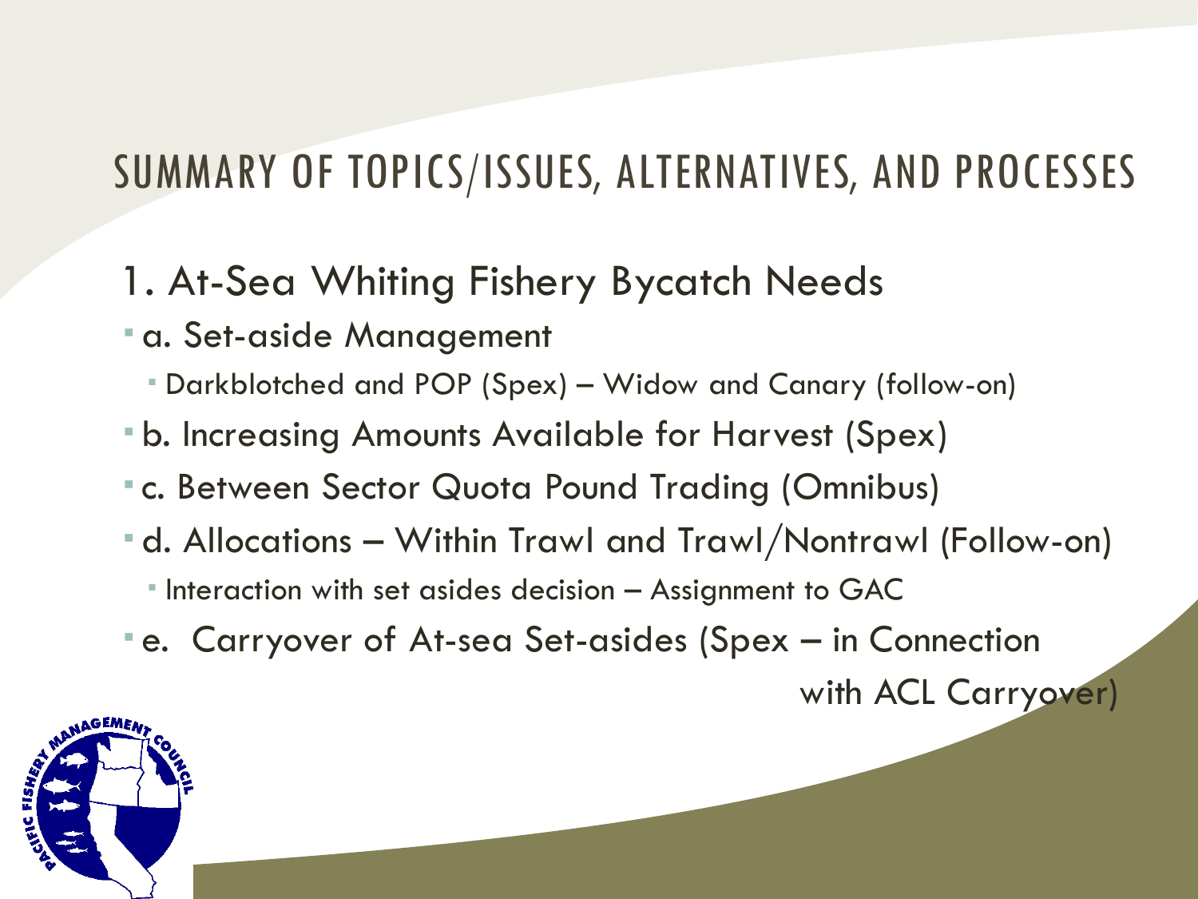# SUMMARY OF TOPICS/ISSUES, ALTERNATIVES, AND PROCESSES

## 1. At-Sea Whiting Fishery Bycatch Needs

- a. Set-aside Management
  - Darkblotched and POP (Spex) – Widow and Canary (follow-on)
- b. Increasing Amounts Available for Harvest (Spex)
- c. Between Sector Quota Pound Trading (Omnibus)
- d. Allocations – Within Trawl and Trawl/Nontrawl (Follow-on)
  - Interaction with set asides decision – Assignment to GAC
- e. Carryover of At-sea Set-asides (Spex – in Connection with ACL Carryover)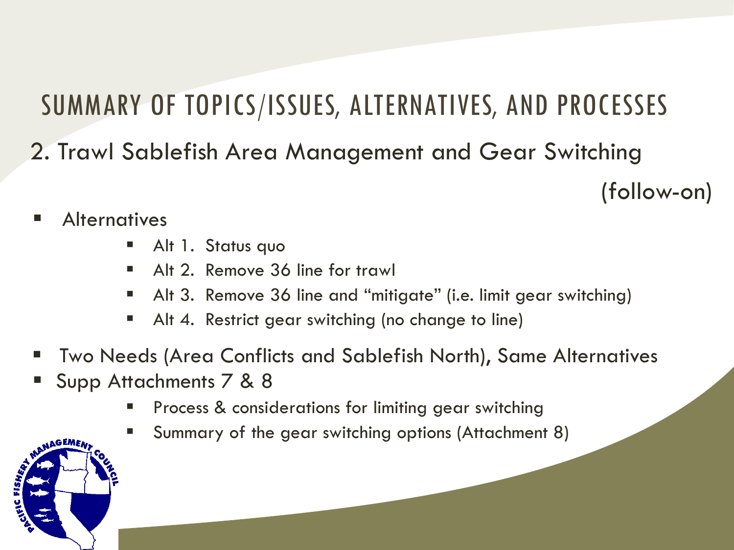# SUMMARY OF TOPICS/ISSUES, ALTERNATIVES, AND PROCESSES

## 2. Trawl Sablefish Area Management and Gear Switching (follow-on)

- Alternatives
  - Alt 1. Status quo
  - Alt 2. Remove 36 line for trawl
  - Alt 3. Remove 36 line and "mitigate" (i.e. limit gear switching)
  - Alt 4. Restrict gear switching (no change to line)
- Two Needs (Area Conflicts and Sablefish North), Same Alternatives
- Supp Attachments 7 & 8
  - Process & considerations for limiting gear switching
  - Summary of the gear switching options (Attachment 8)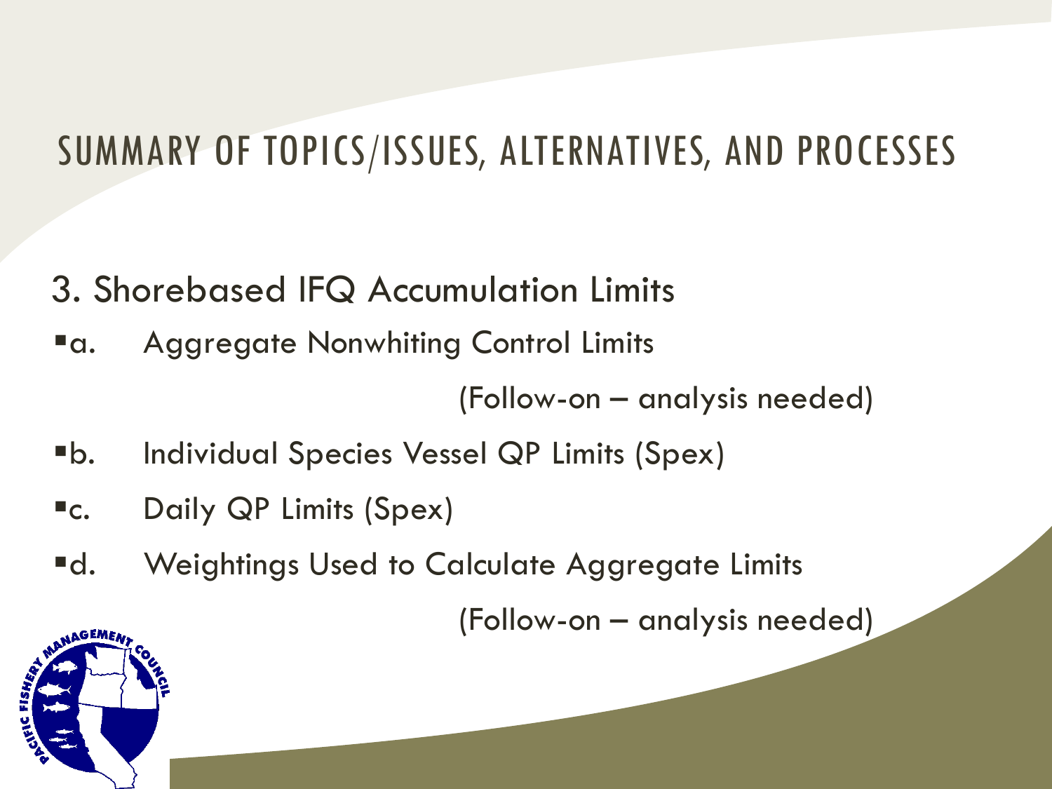# SUMMARY OF TOPICS/ISSUES, ALTERNATIVES, AND PROCESSES

## 3. Shorebased IFQ Accumulation Limits

- a. Aggregate Nonwhiting Control Limits

  (Follow-on – analysis needed)
- b. Individual Species Vessel QP Limits (Spex)
- c. Daily QP Limits (Spex)
- d. Weightings Used to Calculate Aggregate Limits

  (Follow-on – analysis needed)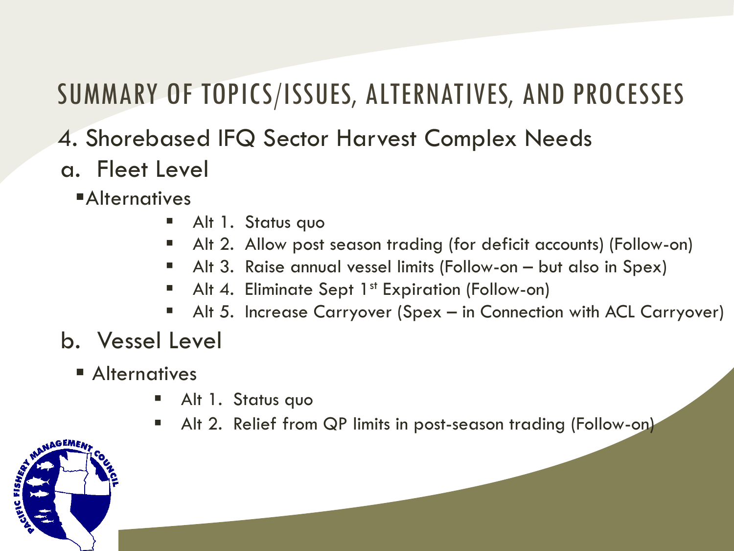# SUMMARY OF TOPICS/ISSUES, ALTERNATIVES, AND PROCESSES

## 4. Shorebased IFQ Sector Harvest Complex Needs

### a. Fleet Level

- Alternatives
  - Alt 1. Status quo
  - Alt 2. Allow post season trading (for deficit accounts) (Follow-on)
  - Alt 3. Raise annual vessel limits (Follow-on – but also in Spex)
  - Alt 4. Eliminate Sept 1st Expiration (Follow-on)
  - Alt 5. Increase Carryover (Spex – in Connection with ACL Carryover)

### b. Vessel Level

- Alternatives
  - Alt 1. Status quo
  - Alt 2. Relief from QP limits in post-season trading (Follow-on)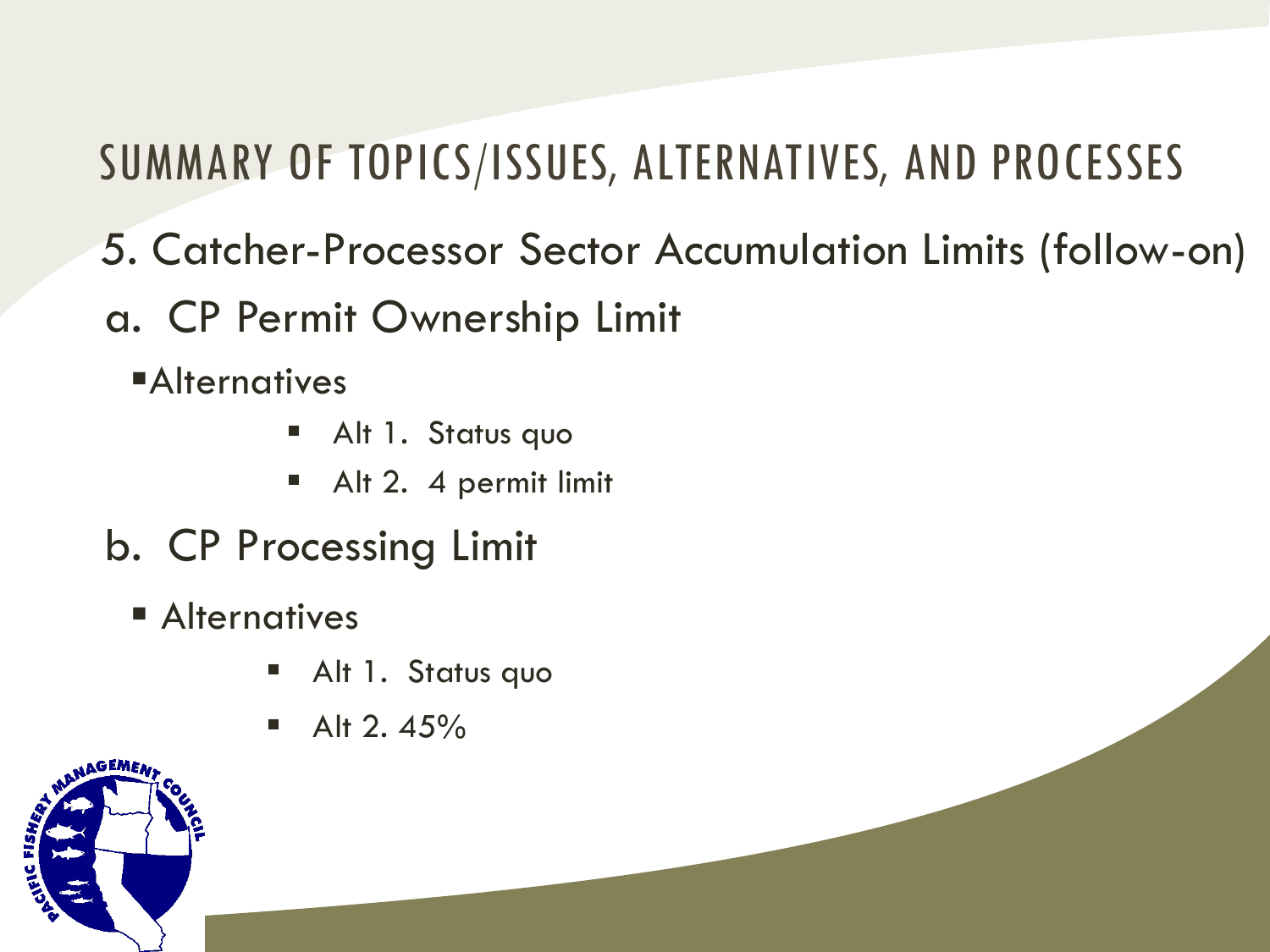# SUMMARY OF TOPICS/ISSUES, ALTERNATIVES, AND PROCESSES

## 5. Catcher-Processor Sector Accumulation Limits (follow-on)

### a. CP Permit Ownership Limit

- Alternatives
  - Alt 1. Status quo
  - Alt 2. 4 permit limit

### b. CP Processing Limit

- Alternatives
  - Alt 1. Status quo
  - Alt 2. 45%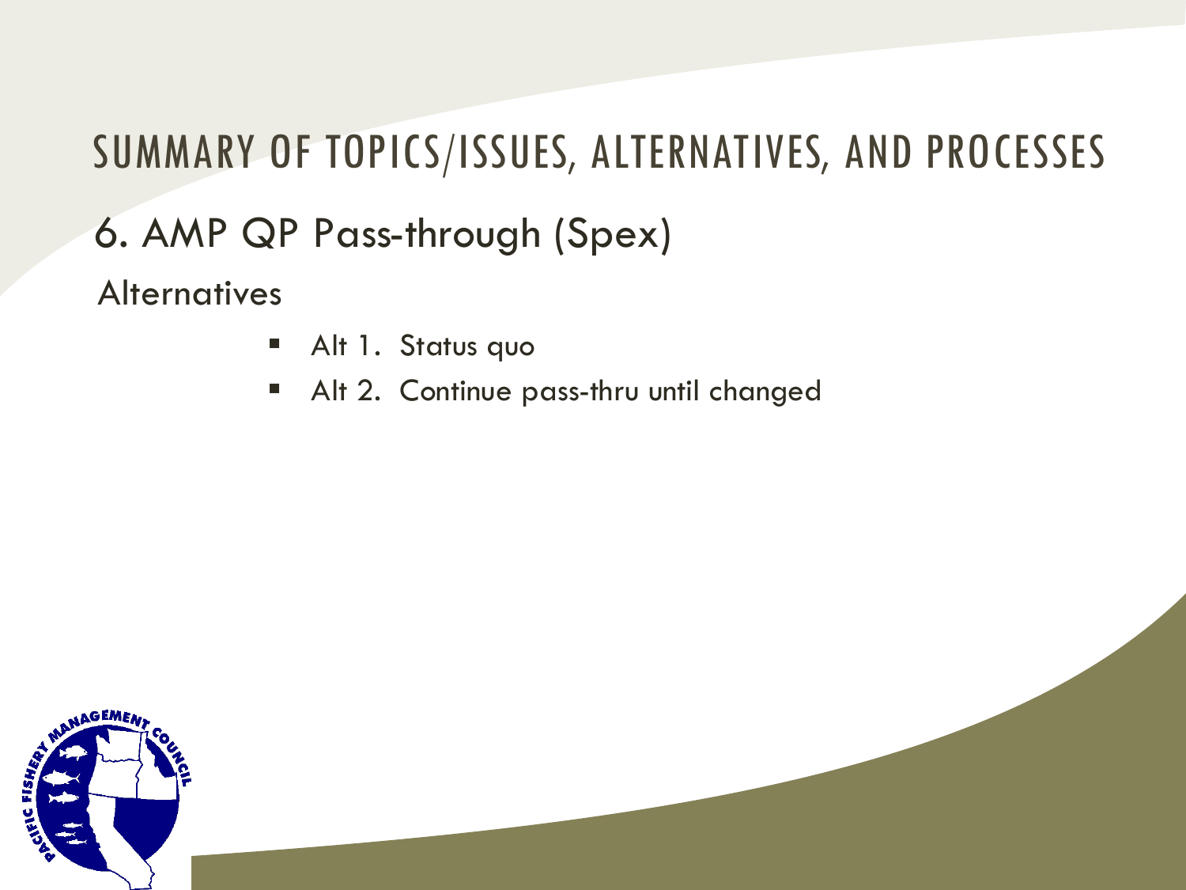# SUMMARY OF TOPICS/ISSUES, ALTERNATIVES, AND PROCESSES

## 6. AMP QP Pass-through (Spex)

### Alternatives

- Alt 1. Status quo
- Alt 2. Continue pass-thru until changed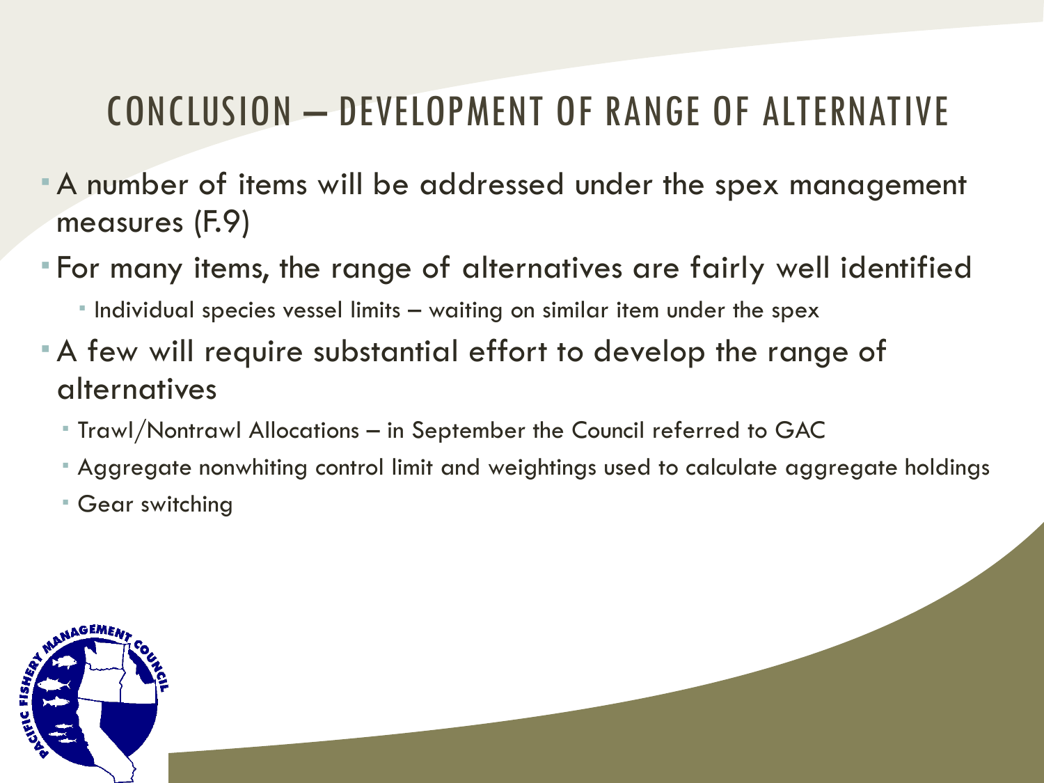# CONCLUSION – DEVELOPMENT OF RANGE OF ALTERNATIVE

- A number of items will be addressed under the spex management measures (F.9)
- For many items, the range of alternatives are fairly well identified
  - Individual species vessel limits – waiting on similar item under the spex
- A few will require substantial effort to develop the range of alternatives
  - Trawl/Nontrawl Allocations – in September the Council referred to GAC
  - Aggregate nonwhiting control limit and weightings used to calculate aggregate holdings
  - Gear switching